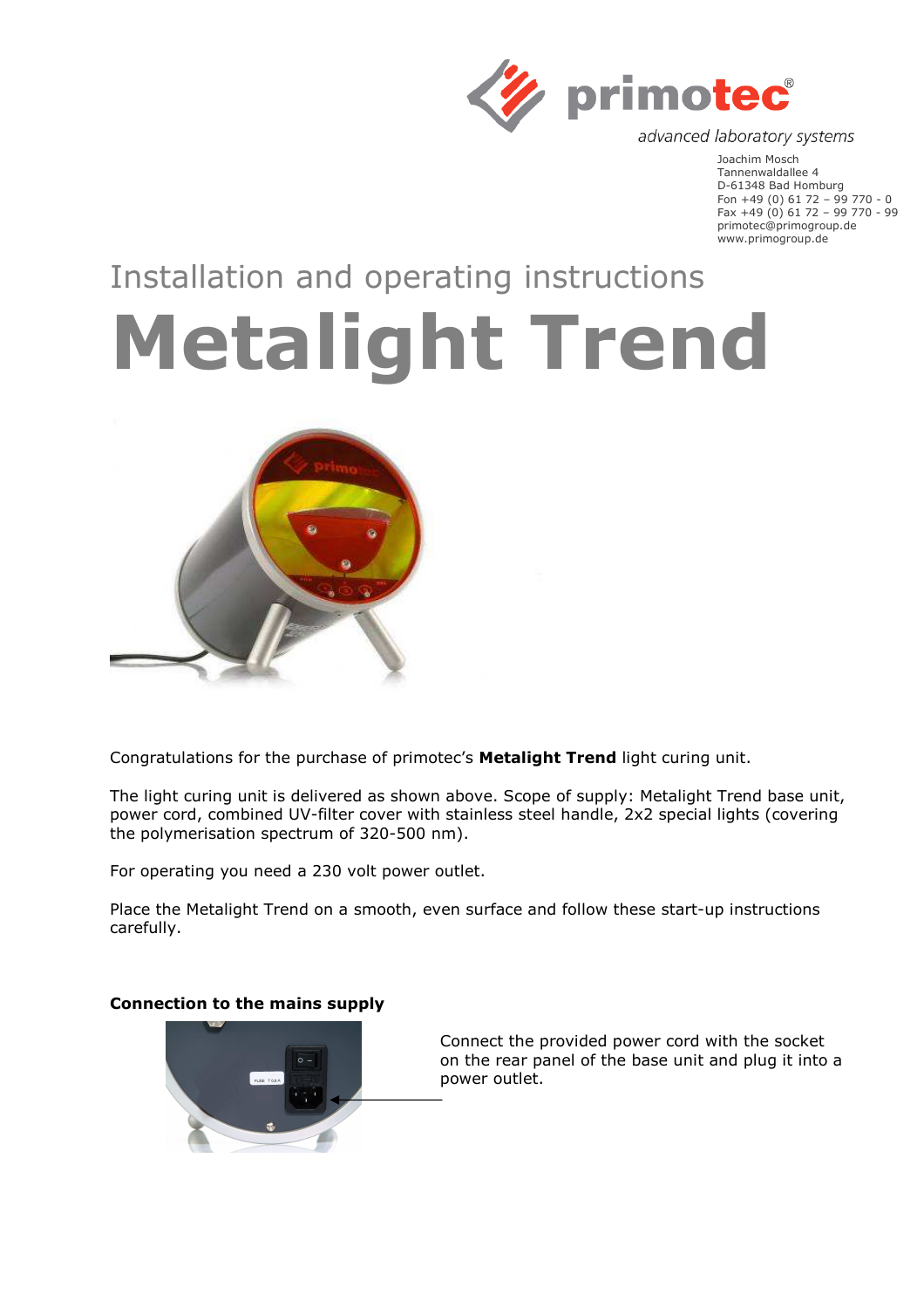primotec®

*advanced laboratory systems*

Joachim Mosch
Tannenwaldallee 4
D-61348 Bad Homburg
Fon +49 (0) 61 72 – 99 770 - 0
Fax +49 (0) 61 72 – 99 770 - 99
primotec@primogroup.de
www.primogroup.de

## Installation and operating instructions

# Metalight Trend

Congratulations for the purchase of primotec's **Metalight Trend** light curing unit.

The light curing unit is delivered as shown above. Scope of supply: Metalight Trend base unit, power cord, combined UV-filter cover with stainless steel handle, 2x2 special lights (covering the polymerisation spectrum of 320-500 nm).

For operating you need a 230 volt power outlet.

Place the Metalight Trend on a smooth, even surface and follow these start-up instructions carefully.

**Connection to the mains supply**

Connect the provided power cord with the socket on the rear panel of the base unit and plug it into a power outlet.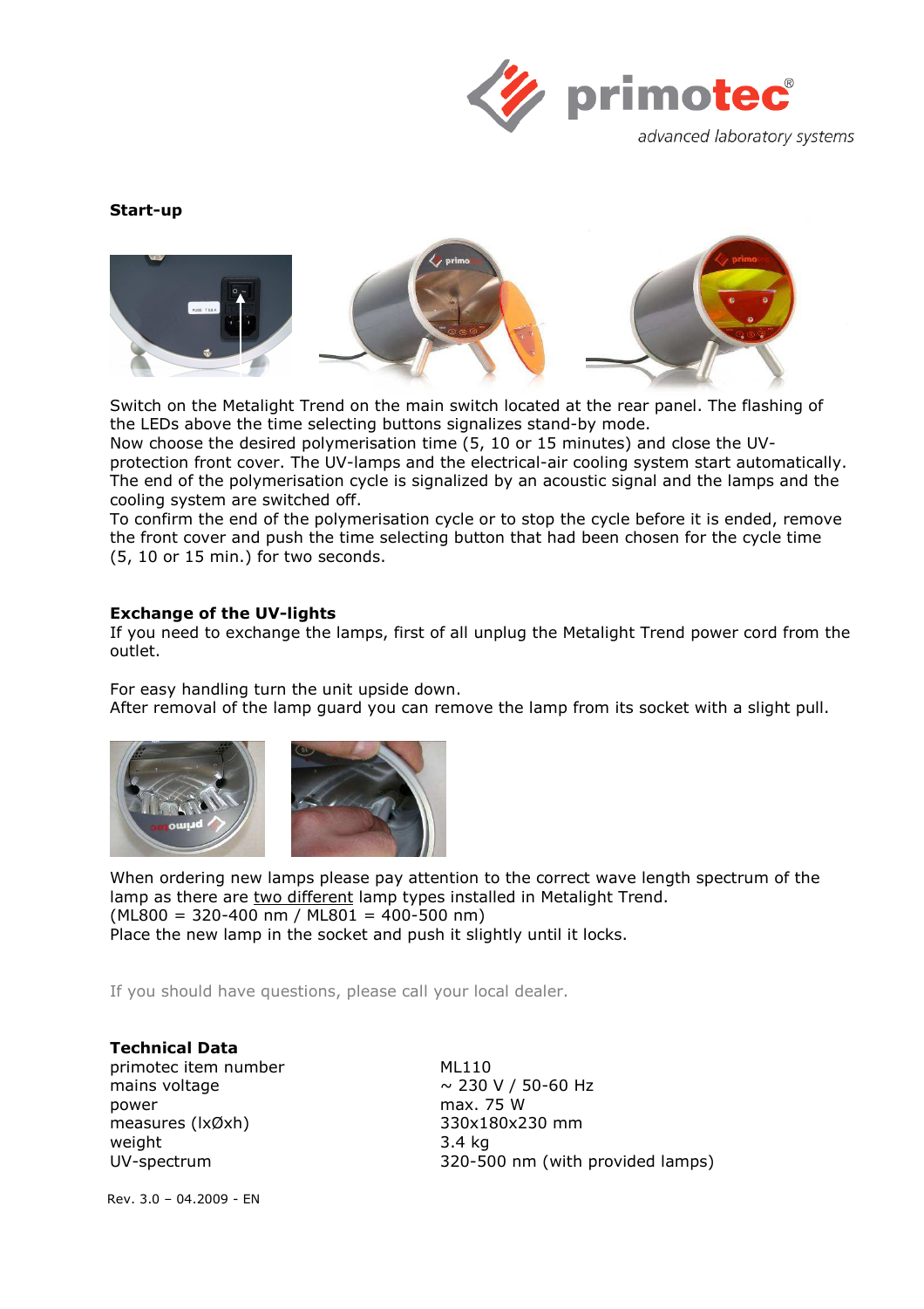**Start-up**

Switch on the Metalight Trend on the main switch located at the rear panel. The flashing of the LEDs above the time selecting buttons signalizes stand-by mode.
Now choose the desired polymerisation time (5, 10 or 15 minutes) and close the UV-protection front cover. The UV-lamps and the electrical-air cooling system start automatically. The end of the polymerisation cycle is signalized by an acoustic signal and the lamps and the cooling system are switched off.
To confirm the end of the polymerisation cycle or to stop the cycle before it is ended, remove the front cover and push the time selecting button that had been chosen for the cycle time (5, 10 or 15 min.) for two seconds.

**Exchange of the UV-lights**

If you need to exchange the lamps, first of all unplug the Metalight Trend power cord from the outlet.

For easy handling turn the unit upside down.
After removal of the lamp guard you can remove the lamp from its socket with a slight pull.

When ordering new lamps please pay attention to the correct wave length spectrum of the lamp as there are two different lamp types installed in Metalight Trend.
(ML800 = 320-400 nm / ML801 = 400-500 nm)
Place the new lamp in the socket and push it slightly until it locks.

If you should have questions, please call your local dealer.

**Technical Data**

| | |
|---|---|
| primotec item number | ML110 |
| mains voltage | ~ 230 V / 50-60 Hz |
| power | max. 75 W |
| measures (lxØxh) | 330x180x230 mm |
| weight | 3.4 kg |
| UV-spectrum | 320-500 nm (with provided lamps) |

Rev. 3.0 – 04.2009 - EN